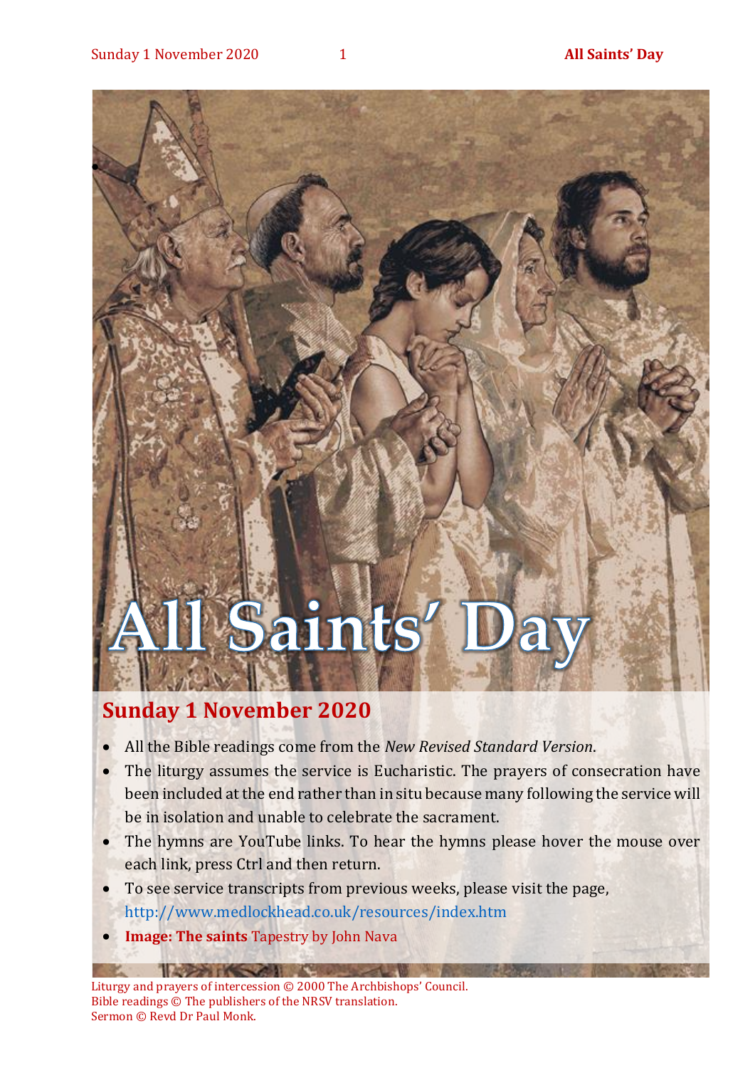# All Saints' Day

## Sunday 1 November 2020

- All the Bible readings come from the *New Revised Standard Version*.
- The liturgy assumes the service is Eucharistic. The prayers of consecration have been included at the end rather than in situ because many following the service will be in isolation and unable to celebrate the sacrament.
- The hymns are YouTube links. To hear the hymns please hover the mouse over each link, press Ctrl and then return.
- To see service transcripts from previous weeks, please visit the page, http://www.medlockhead.co.uk/resources/index.htm
- **Image: The saints** Tapestry by John Nava

Liturgy and prayers of intercession © 2000 The Archbishops' Council.
Bible readings © The publishers of the NRSV translation.
Sermon © Revd Dr Paul Monk.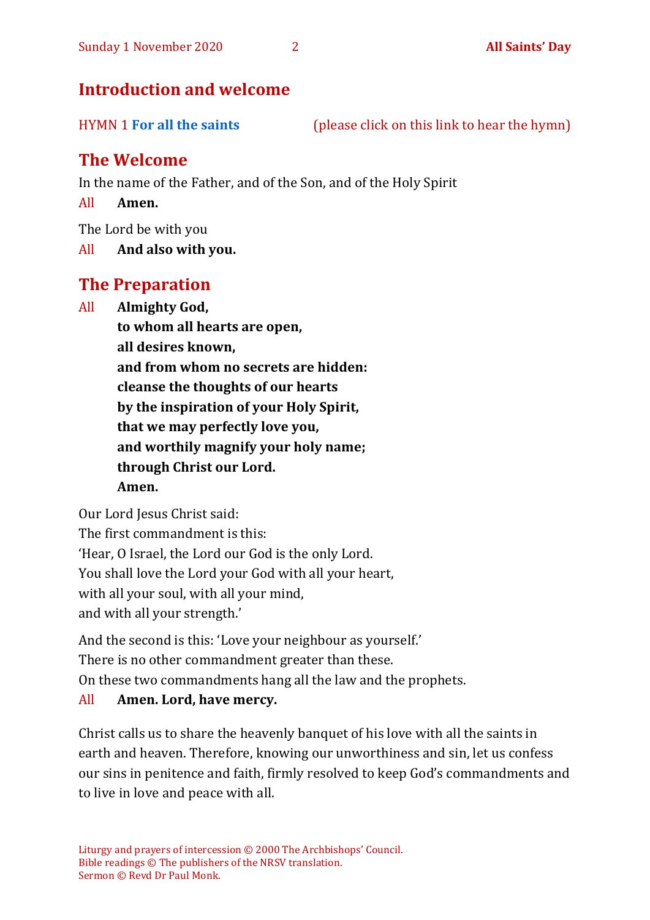## Introduction and welcome

HYMN 1 **For all the saints** (please click on this link to hear the hymn)

## The Welcome

In the name of the Father, and of the Son, and of the Holy Spirit

All **Amen.**

The Lord be with you

All **And also with you.**

## The Preparation

All **Almighty God,**
**to whom all hearts are open,**
**all desires known,**
**and from whom no secrets are hidden:**
**cleanse the thoughts of our hearts**
**by the inspiration of your Holy Spirit,**
**that we may perfectly love you,**
**and worthily magnify your holy name;**
**through Christ our Lord.**
**Amen.**

Our Lord Jesus Christ said:
The first commandment is this:
'Hear, O Israel, the Lord our God is the only Lord.
You shall love the Lord your God with all your heart,
with all your soul, with all your mind,
and with all your strength.'

And the second is this: 'Love your neighbour as yourself.'
There is no other commandment greater than these.
On these two commandments hang all the law and the prophets.

All **Amen. Lord, have mercy.**

Christ calls us to share the heavenly banquet of his love with all the saints in earth and heaven. Therefore, knowing our unworthiness and sin, let us confess our sins in penitence and faith, firmly resolved to keep God's commandments and to live in love and peace with all.

Liturgy and prayers of intercession © 2000 The Archbishops' Council.
Bible readings © The publishers of the NRSV translation.
Sermon © Revd Dr Paul Monk.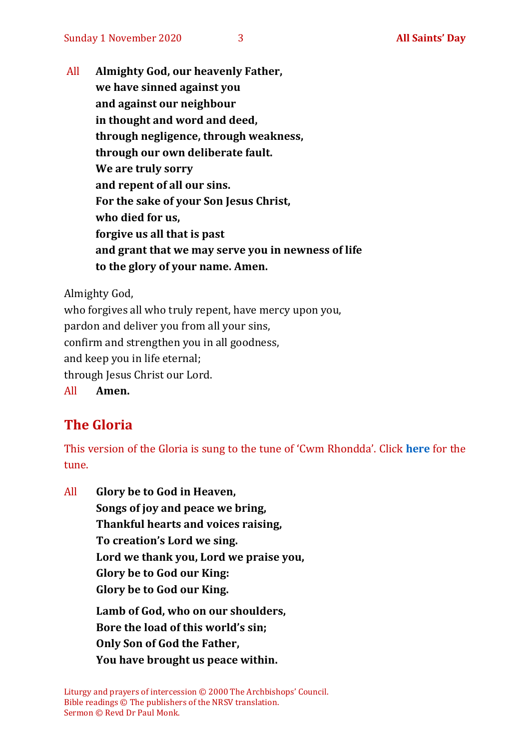All **Almighty God, our heavenly Father,**
**we have sinned against you**
**and against our neighbour**
**in thought and word and deed,**
**through negligence, through weakness,**
**through our own deliberate fault.**
**We are truly sorry**
**and repent of all our sins.**
**For the sake of your Son Jesus Christ,**
**who died for us,**
**forgive us all that is past**
**and grant that we may serve you in newness of life**
**to the glory of your name. Amen.**

Almighty God,
who forgives all who truly repent, have mercy upon you,
pardon and deliver you from all your sins,
confirm and strengthen you in all goodness,
and keep you in life eternal;
through Jesus Christ our Lord.
All **Amen.**

## The Gloria

This version of the Gloria is sung to the tune of 'Cwm Rhondda'. Click **here** for the tune.

All **Glory be to God in Heaven,**
**Songs of joy and peace we bring,**
**Thankful hearts and voices raising,**
**To creation's Lord we sing.**
**Lord we thank you, Lord we praise you,**
**Glory be to God our King:**
**Glory be to God our King.**

**Lamb of God, who on our shoulders,**
**Bore the load of this world's sin;**
**Only Son of God the Father,**
**You have brought us peace within.**

Liturgy and prayers of intercession © 2000 The Archbishops' Council.
Bible readings © The publishers of the NRSV translation.
Sermon © Revd Dr Paul Monk.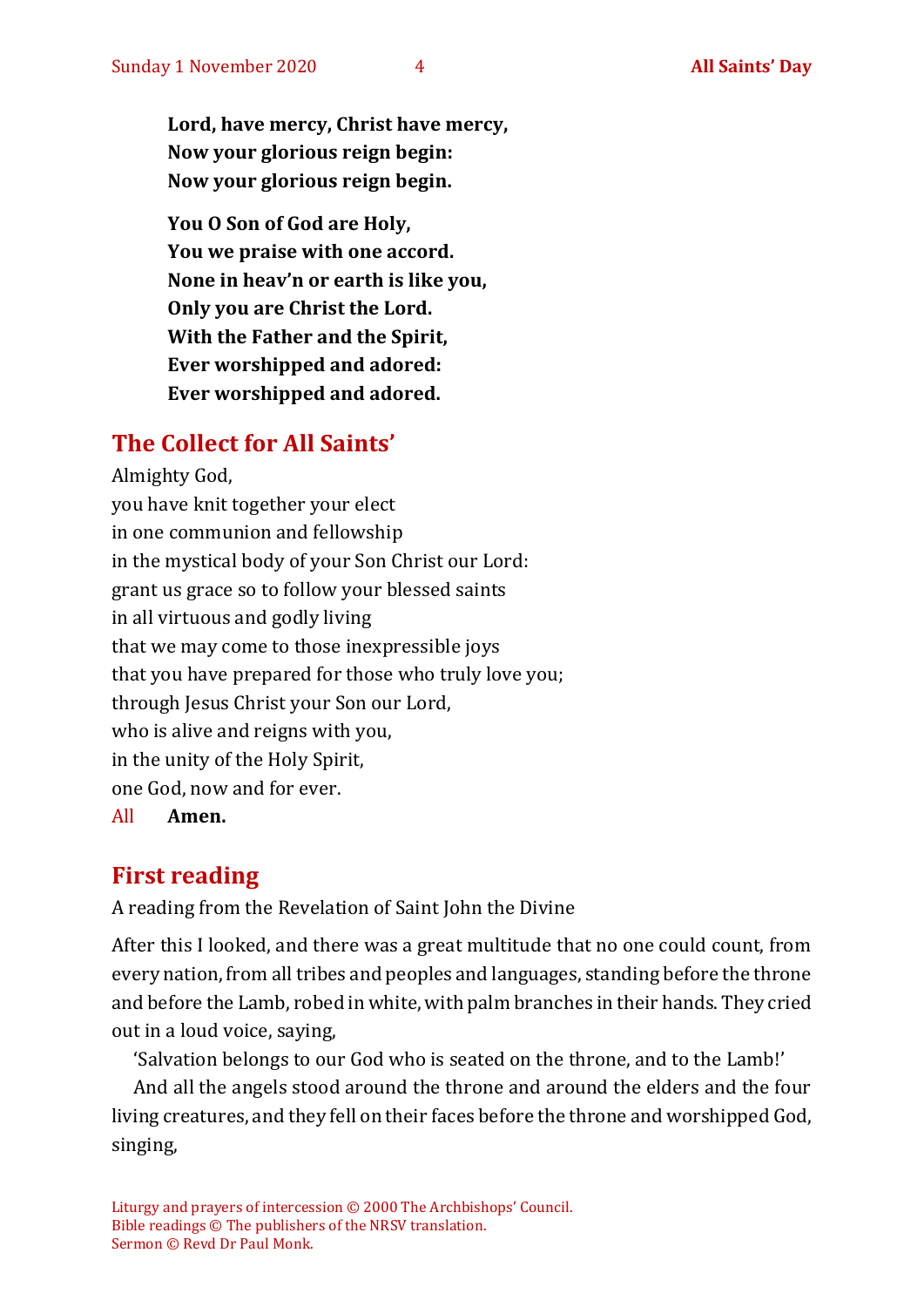**Lord, have mercy, Christ have mercy,**
**Now your glorious reign begin:**
**Now your glorious reign begin.**

**You O Son of God are Holy,**
**You we praise with one accord.**
**None in heav'n or earth is like you,**
**Only you are Christ the Lord.**
**With the Father and the Spirit,**
**Ever worshipped and adored:**
**Ever worshipped and adored.**

## The Collect for All Saints'

Almighty God,
you have knit together your elect
in one communion and fellowship
in the mystical body of your Son Christ our Lord:
grant us grace so to follow your blessed saints
in all virtuous and godly living
that we may come to those inexpressible joys
that you have prepared for those who truly love you;
through Jesus Christ your Son our Lord,
who is alive and reigns with you,
in the unity of the Holy Spirit,
one God, now and for ever.

All **Amen.**

## First reading

A reading from the Revelation of Saint John the Divine

After this I looked, and there was a great multitude that no one could count, from every nation, from all tribes and peoples and languages, standing before the throne and before the Lamb, robed in white, with palm branches in their hands. They cried out in a loud voice, saying,

'Salvation belongs to our God who is seated on the throne, and to the Lamb!'

And all the angels stood around the throne and around the elders and the four living creatures, and they fell on their faces before the throne and worshipped God, singing,

Liturgy and prayers of intercession © 2000 The Archbishops' Council.
Bible readings © The publishers of the NRSV translation.
Sermon © Revd Dr Paul Monk.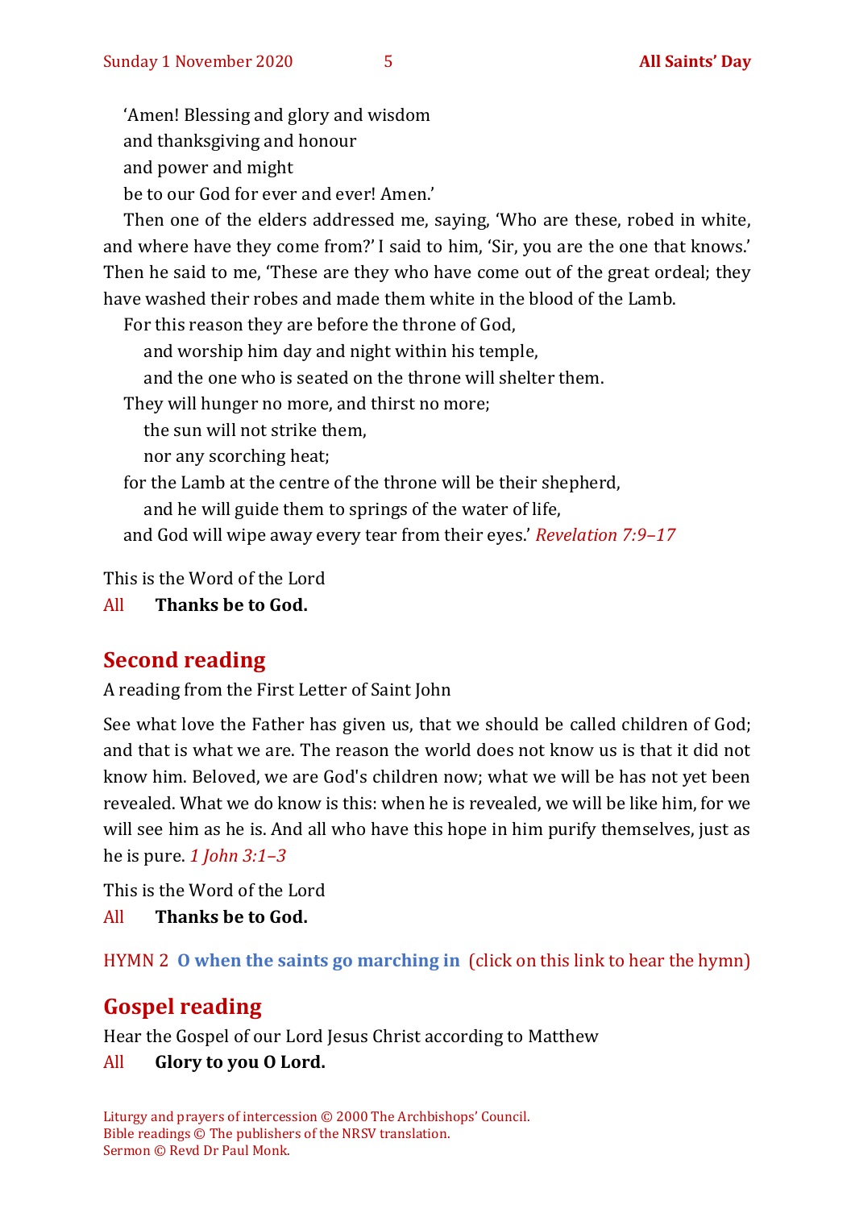'Amen! Blessing and glory and wisdom
and thanksgiving and honour
and power and might
be to our God for ever and ever! Amen.'

Then one of the elders addressed me, saying, 'Who are these, robed in white, and where have they come from?' I said to him, 'Sir, you are the one that knows.' Then he said to me, 'These are they who have come out of the great ordeal; they have washed their robes and made them white in the blood of the Lamb.

For this reason they are before the throne of God,
and worship him day and night within his temple,
and the one who is seated on the throne will shelter them.
They will hunger no more, and thirst no more;
the sun will not strike them,
nor any scorching heat;
for the Lamb at the centre of the throne will be their shepherd,
and he will guide them to springs of the water of life,
and God will wipe away every tear from their eyes.' *Revelation 7:9–17*

This is the Word of the Lord

All **Thanks be to God.**

## Second reading

A reading from the First Letter of Saint John

See what love the Father has given us, that we should be called children of God; and that is what we are. The reason the world does not know us is that it did not know him. Beloved, we are God's children now; what we will be has not yet been revealed. What we do know is this: when he is revealed, we will be like him, for we will see him as he is. And all who have this hope in him purify themselves, just as he is pure. *1 John 3:1–3*

This is the Word of the Lord

All **Thanks be to God.**

HYMN 2 **O when the saints go marching in** (click on this link to hear the hymn)

## Gospel reading

Hear the Gospel of our Lord Jesus Christ according to Matthew

All **Glory to you O Lord.**

Liturgy and prayers of intercession © 2000 The Archbishops' Council.
Bible readings © The publishers of the NRSV translation.
Sermon © Revd Dr Paul Monk.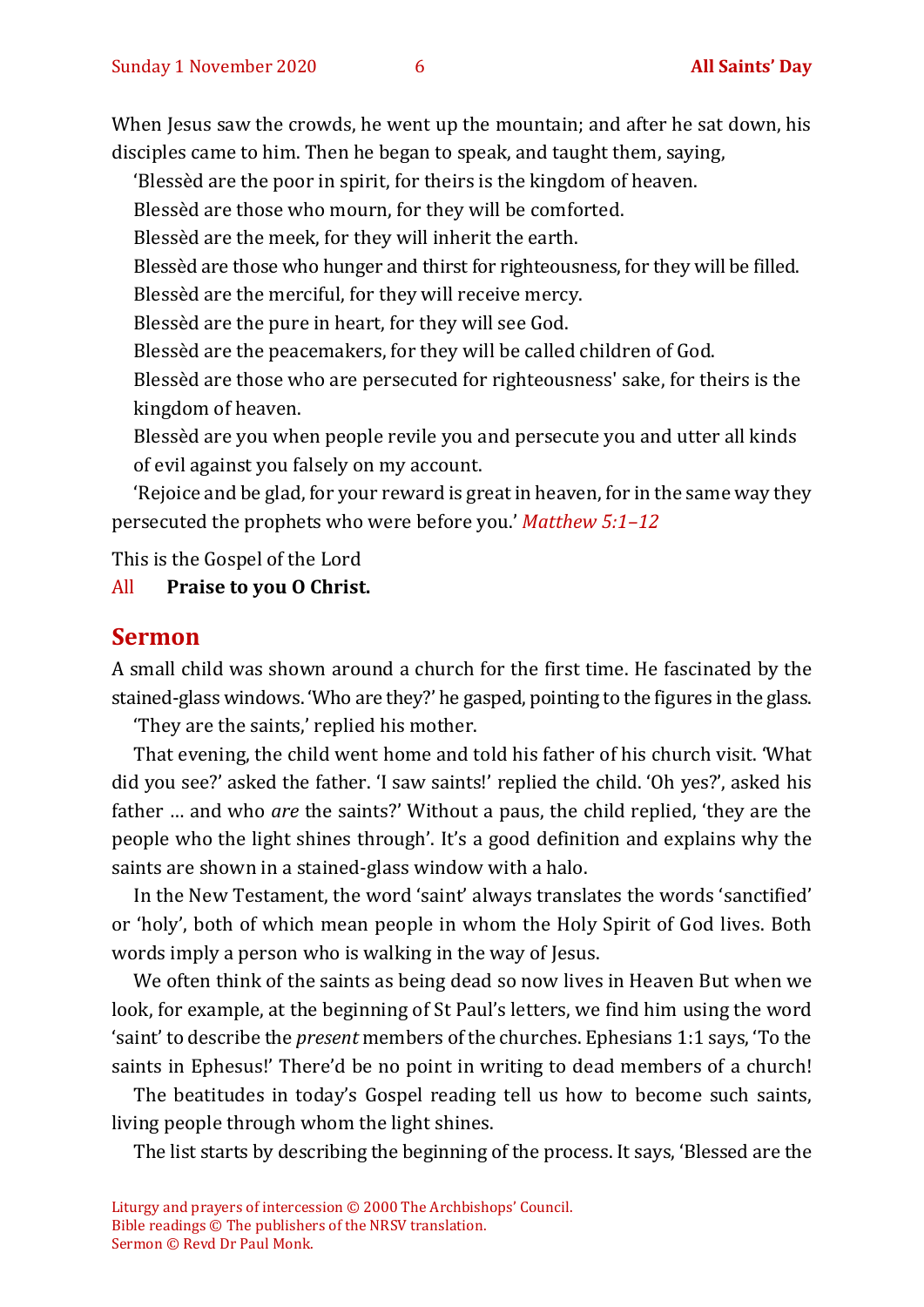When Jesus saw the crowds, he went up the mountain; and after he sat down, his disciples came to him. Then he began to speak, and taught them, saying,

‘Blessèd are the poor in spirit, for theirs is the kingdom of heaven.

Blessèd are those who mourn, for they will be comforted.

Blessèd are the meek, for they will inherit the earth.

Blessèd are those who hunger and thirst for righteousness, for they will be filled.

Blessèd are the merciful, for they will receive mercy.

Blessèd are the pure in heart, for they will see God.

Blessèd are the peacemakers, for they will be called children of God.

Blessèd are those who are persecuted for righteousness' sake, for theirs is the kingdom of heaven.

Blessèd are you when people revile you and persecute you and utter all kinds of evil against you falsely on my account.

‘Rejoice and be glad, for your reward is great in heaven, for in the same way they persecuted the prophets who were before you.’ *Matthew 5:1–12*

This is the Gospel of the Lord

All **Praise to you O Christ.**

## Sermon

A small child was shown around a church for the first time. He fascinated by the stained-glass windows. ‘Who are they?’ he gasped, pointing to the figures in the glass.

‘They are the saints,’ replied his mother.

That evening, the child went home and told his father of his church visit. ‘What did you see?’ asked the father. ‘I saw saints!’ replied the child. ‘Oh yes?’, asked his father … and who *are* the saints?’ Without a paus, the child replied, ‘they are the people who the light shines through’. It’s a good definition and explains why the saints are shown in a stained-glass window with a halo.

In the New Testament, the word ‘saint’ always translates the words ‘sanctified’ or ‘holy’, both of which mean people in whom the Holy Spirit of God lives. Both words imply a person who is walking in the way of Jesus.

We often think of the saints as being dead so now lives in Heaven But when we look, for example, at the beginning of St Paul’s letters, we find him using the word ‘saint’ to describe the *present* members of the churches. Ephesians 1:1 says, ‘To the saints in Ephesus!’ There’d be no point in writing to dead members of a church!

The beatitudes in today’s Gospel reading tell us how to become such saints, living people through whom the light shines.

The list starts by describing the beginning of the process. It says, ‘Blessed are the

Liturgy and prayers of intercession © 2000 The Archbishops’ Council.
Bible readings © The publishers of the NRSV translation.
Sermon © Revd Dr Paul Monk.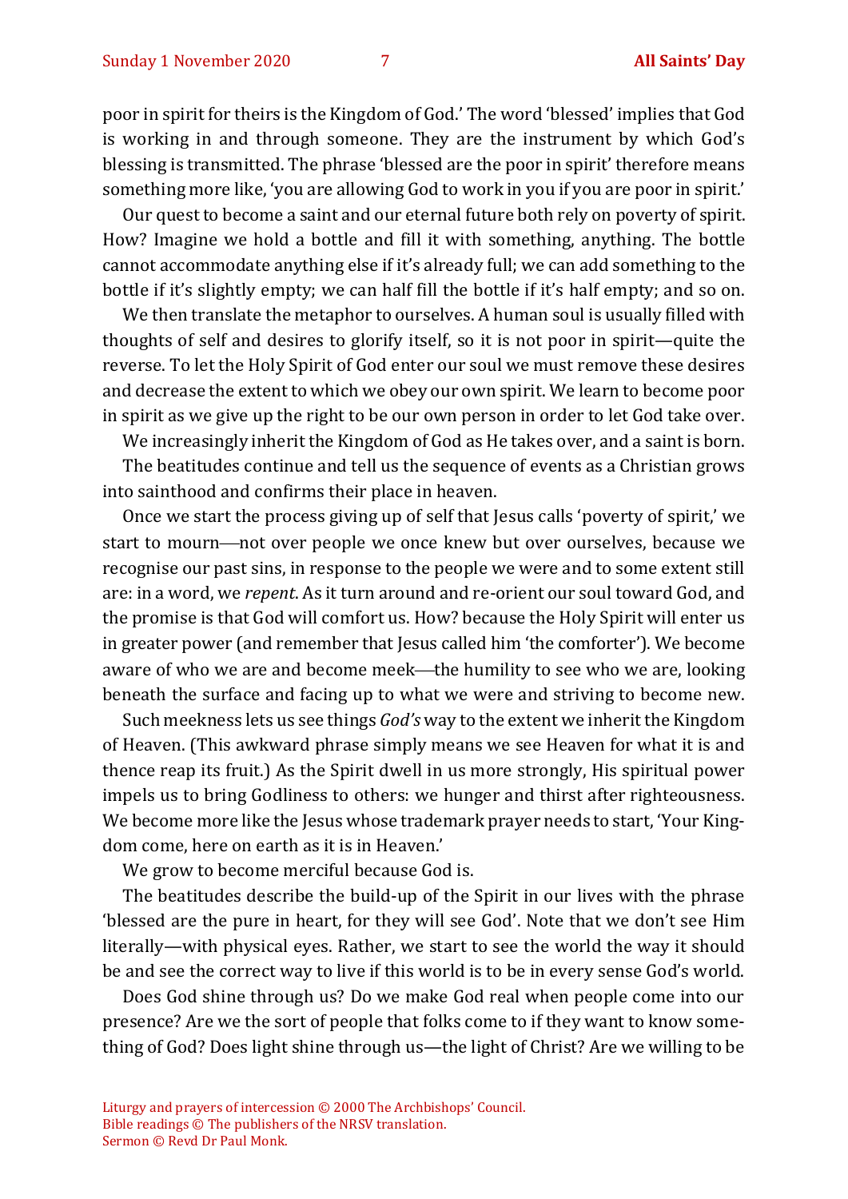poor in spirit for theirs is the Kingdom of God.' The word 'blessed' implies that God is working in and through someone. They are the instrument by which God's blessing is transmitted. The phrase 'blessed are the poor in spirit' therefore means something more like, 'you are allowing God to work in you if you are poor in spirit.'

Our quest to become a saint and our eternal future both rely on poverty of spirit. How? Imagine we hold a bottle and fill it with something, anything. The bottle cannot accommodate anything else if it's already full; we can add something to the bottle if it's slightly empty; we can half fill the bottle if it's half empty; and so on.

We then translate the metaphor to ourselves. A human soul is usually filled with thoughts of self and desires to glorify itself, so it is not poor in spirit—quite the reverse. To let the Holy Spirit of God enter our soul we must remove these desires and decrease the extent to which we obey our own spirit. We learn to become poor in spirit as we give up the right to be our own person in order to let God take over.

We increasingly inherit the Kingdom of God as He takes over, and a saint is born.

The beatitudes continue and tell us the sequence of events as a Christian grows into sainthood and confirms their place in heaven.

Once we start the process giving up of self that Jesus calls 'poverty of spirit,' we start to mourn—not over people we once knew but over ourselves, because we recognise our past sins, in response to the people we were and to some extent still are: in a word, we *repent*. As it turn around and re-orient our soul toward God, and the promise is that God will comfort us. How? because the Holy Spirit will enter us in greater power (and remember that Jesus called him 'the comforter'). We become aware of who we are and become meek—the humility to see who we are, looking beneath the surface and facing up to what we were and striving to become new.

Such meekness lets us see things *God's* way to the extent we inherit the Kingdom of Heaven. (This awkward phrase simply means we see Heaven for what it is and thence reap its fruit.) As the Spirit dwell in us more strongly, His spiritual power impels us to bring Godliness to others: we hunger and thirst after righteousness. We become more like the Jesus whose trademark prayer needs to start, 'Your Kingdom come, here on earth as it is in Heaven.'

We grow to become merciful because God is.

The beatitudes describe the build-up of the Spirit in our lives with the phrase 'blessed are the pure in heart, for they will see God'. Note that we don't see Him literally—with physical eyes. Rather, we start to see the world the way it should be and see the correct way to live if this world is to be in every sense God's world.

Does God shine through us? Do we make God real when people come into our presence? Are we the sort of people that folks come to if they want to know something of God? Does light shine through us—the light of Christ? Are we willing to be

Liturgy and prayers of intercession © 2000 The Archbishops' Council.
Bible readings © The publishers of the NRSV translation.
Sermon © Revd Dr Paul Monk.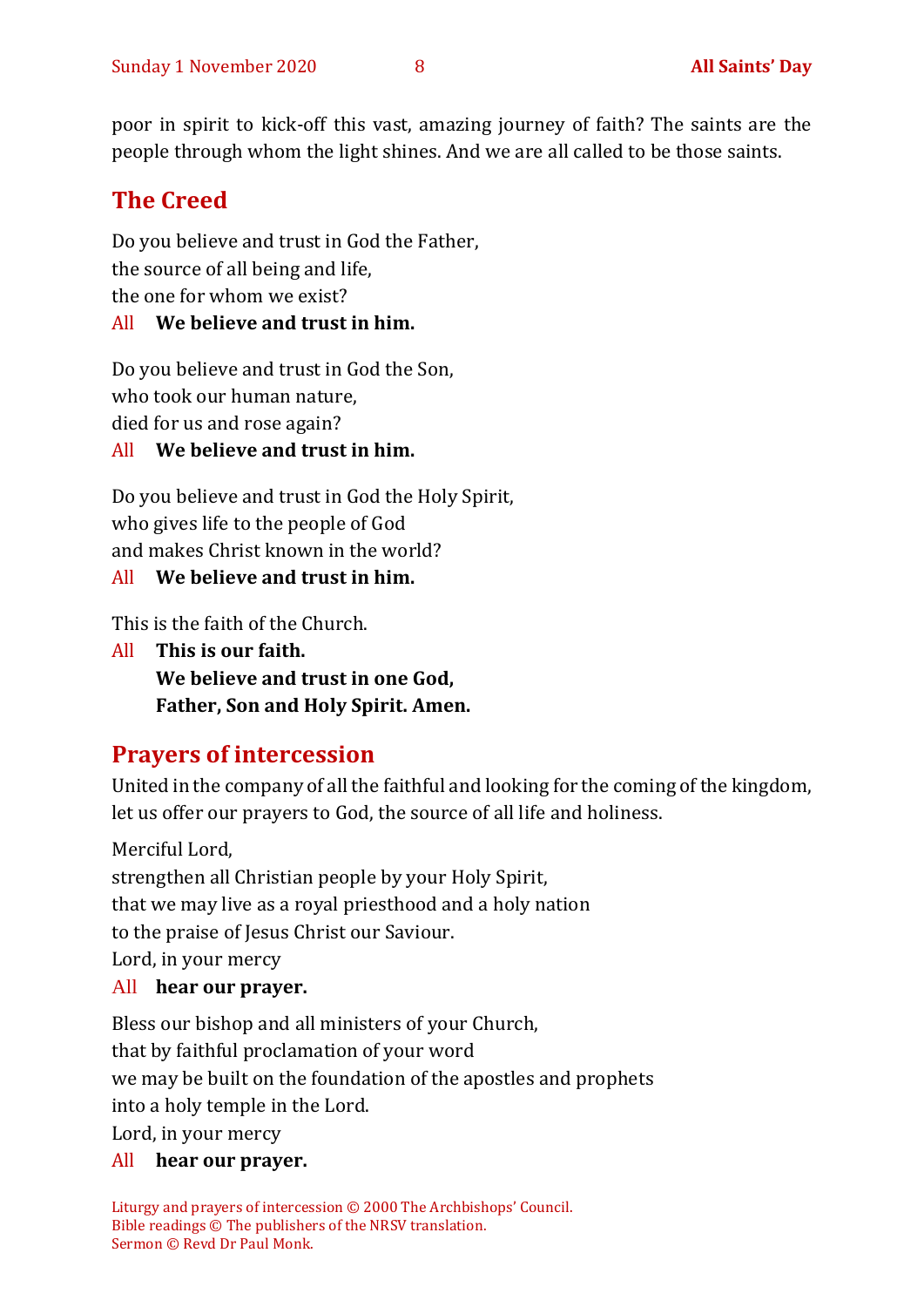poor in spirit to kick-off this vast, amazing journey of faith? The saints are the people through whom the light shines. And we are all called to be those saints.

## The Creed

Do you believe and trust in God the Father,  
the source of all being and life,  
the one for whom we exist?

All **We believe and trust in him.**

Do you believe and trust in God the Son,  
who took our human nature,  
died for us and rose again?

All **We believe and trust in him.**

Do you believe and trust in God the Holy Spirit,  
who gives life to the people of God  
and makes Christ known in the world?

All **We believe and trust in him.**

This is the faith of the Church.

All **This is our faith.**  
**We believe and trust in one God,**  
**Father, Son and Holy Spirit. Amen.**

## Prayers of intercession

United in the company of all the faithful and looking for the coming of the kingdom, let us offer our prayers to God, the source of all life and holiness.

Merciful Lord,  
strengthen all Christian people by your Holy Spirit,  
that we may live as a royal priesthood and a holy nation  
to the praise of Jesus Christ our Saviour.  
Lord, in your mercy

All **hear our prayer.**

Bless our bishop and all ministers of your Church,  
that by faithful proclamation of your word  
we may be built on the foundation of the apostles and prophets  
into a holy temple in the Lord.  
Lord, in your mercy

All **hear our prayer.**

Liturgy and prayers of intercession © 2000 The Archbishops' Council.  
Bible readings © The publishers of the NRSV translation.  
Sermon © Revd Dr Paul Monk.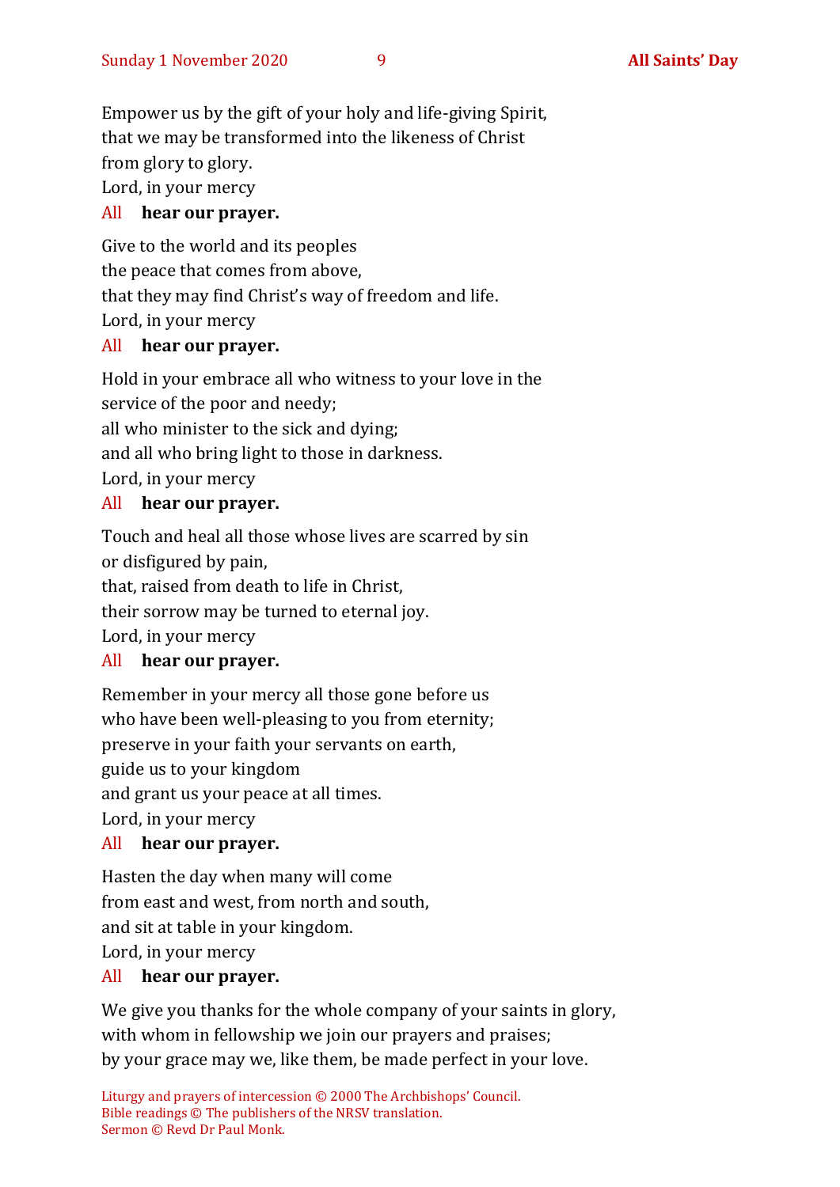Empower us by the gift of your holy and life-giving Spirit,
that we may be transformed into the likeness of Christ
from glory to glory.
Lord, in your mercy

All **hear our prayer.**

Give to the world and its peoples
the peace that comes from above,
that they may find Christ's way of freedom and life.
Lord, in your mercy

All **hear our prayer.**

Hold in your embrace all who witness to your love in the service of the poor and needy;
all who minister to the sick and dying;
and all who bring light to those in darkness.
Lord, in your mercy

All **hear our prayer.**

Touch and heal all those whose lives are scarred by sin
or disfigured by pain,
that, raised from death to life in Christ,
their sorrow may be turned to eternal joy.
Lord, in your mercy

All **hear our prayer.**

Remember in your mercy all those gone before us
who have been well-pleasing to you from eternity;
preserve in your faith your servants on earth,
guide us to your kingdom
and grant us your peace at all times.
Lord, in your mercy

All **hear our prayer.**

Hasten the day when many will come
from east and west, from north and south,
and sit at table in your kingdom.
Lord, in your mercy

All **hear our prayer.**

We give you thanks for the whole company of your saints in glory,
with whom in fellowship we join our prayers and praises;
by your grace may we, like them, be made perfect in your love.

Liturgy and prayers of intercession © 2000 The Archbishops' Council.
Bible readings © The publishers of the NRSV translation.
Sermon © Revd Dr Paul Monk.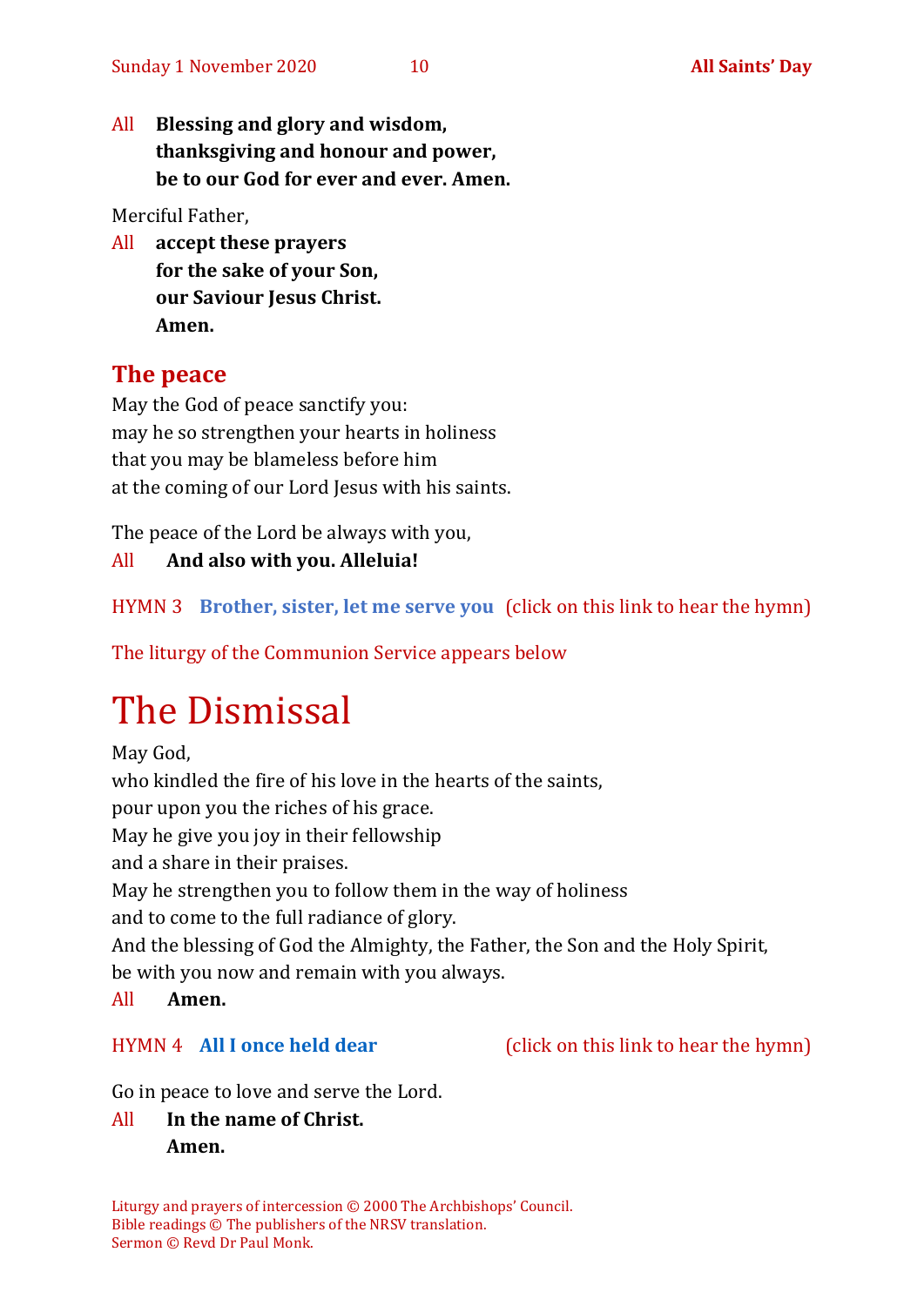All **Blessing and glory and wisdom,**
**thanksgiving and honour and power,**
**be to our God for ever and ever. Amen.**

Merciful Father,

All **accept these prayers**
**for the sake of your Son,**
**our Saviour Jesus Christ.**
**Amen.**

## The peace

May the God of peace sanctify you:
may he so strengthen your hearts in holiness
that you may be blameless before him
at the coming of our Lord Jesus with his saints.

The peace of the Lord be always with you,

All **And also with you. Alleluia!**

HYMN 3 **Brother, sister, let me serve you** (click on this link to hear the hymn)

The liturgy of the Communion Service appears below

# The Dismissal

May God,
who kindled the fire of his love in the hearts of the saints,
pour upon you the riches of his grace.
May he give you joy in their fellowship
and a share in their praises.
May he strengthen you to follow them in the way of holiness
and to come to the full radiance of glory.
And the blessing of God the Almighty, the Father, the Son and the Holy Spirit,
be with you now and remain with you always.

All **Amen.**

HYMN 4 **All I once held dear** (click on this link to hear the hymn)

Go in peace to love and serve the Lord.

All **In the name of Christ.**
**Amen.**

Liturgy and prayers of intercession © 2000 The Archbishops' Council.
Bible readings © The publishers of the NRSV translation.
Sermon © Revd Dr Paul Monk.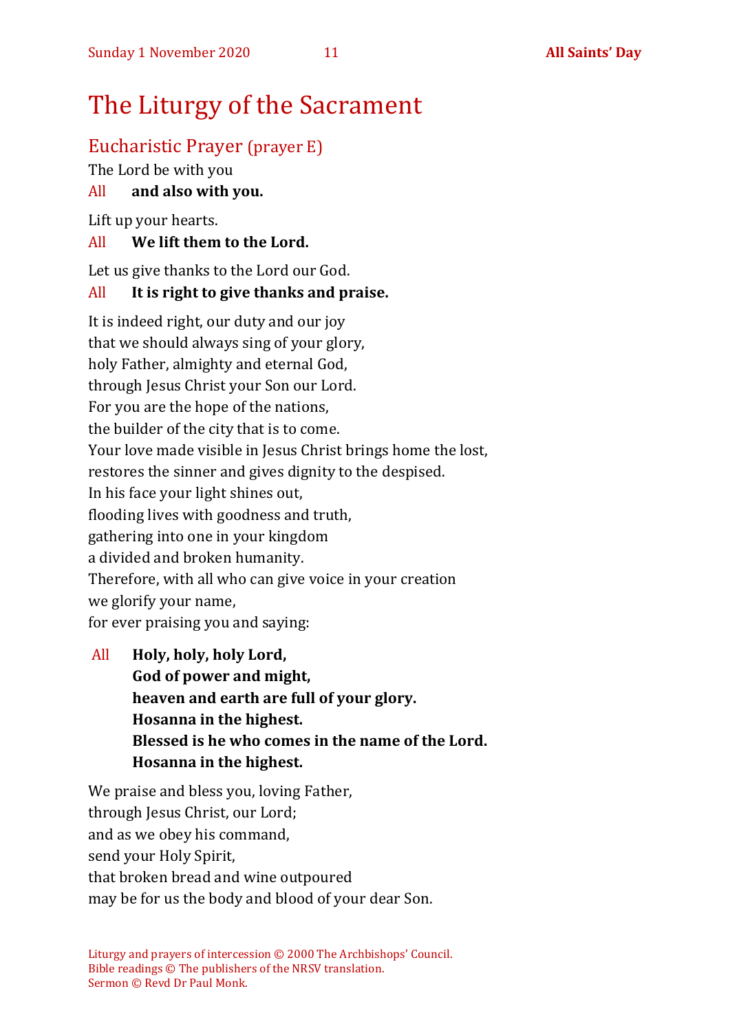# The Liturgy of the Sacrament

## Eucharistic Prayer (prayer E)

The Lord be with you

All **and also with you.**

Lift up your hearts.

All **We lift them to the Lord.**

Let us give thanks to the Lord our God.

All **It is right to give thanks and praise.**

It is indeed right, our duty and our joy
that we should always sing of your glory,
holy Father, almighty and eternal God,
through Jesus Christ your Son our Lord.
For you are the hope of the nations,
the builder of the city that is to come.
Your love made visible in Jesus Christ brings home the lost,
restores the sinner and gives dignity to the despised.
In his face your light shines out,
flooding lives with goodness and truth,
gathering into one in your kingdom
a divided and broken humanity.
Therefore, with all who can give voice in your creation
we glorify your name,
for ever praising you and saying:

All **Holy, holy, holy Lord,**
**God of power and might,**
**heaven and earth are full of your glory.**
**Hosanna in the highest.**
**Blessed is he who comes in the name of the Lord.**
**Hosanna in the highest.**

We praise and bless you, loving Father,
through Jesus Christ, our Lord;
and as we obey his command,
send your Holy Spirit,
that broken bread and wine outpoured
may be for us the body and blood of your dear Son.

Liturgy and prayers of intercession © 2000 The Archbishops' Council.
Bible readings © The publishers of the NRSV translation.
Sermon © Revd Dr Paul Monk.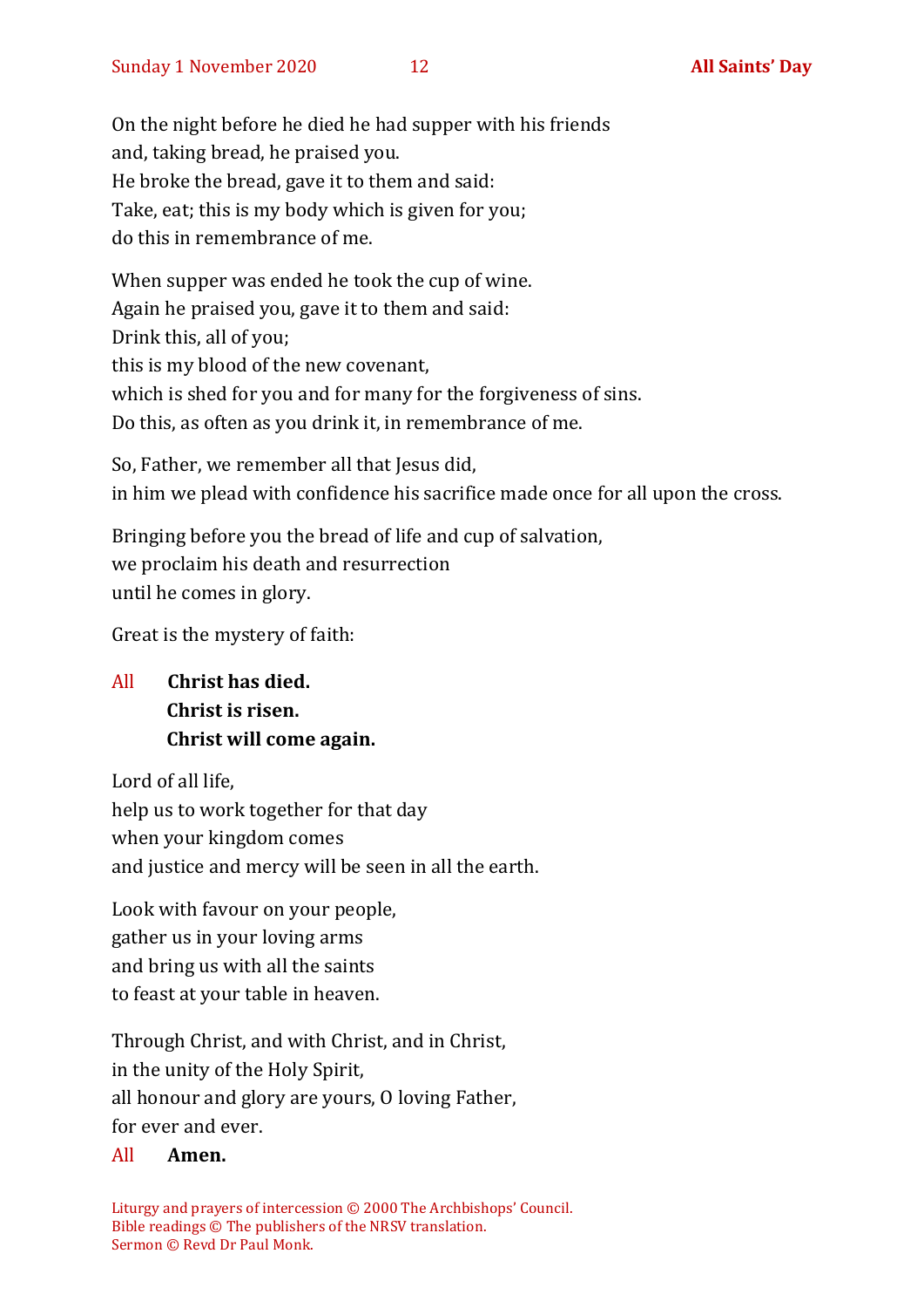On the night before he died he had supper with his friends
and, taking bread, he praised you.
He broke the bread, gave it to them and said:
Take, eat; this is my body which is given for you;
do this in remembrance of me.

When supper was ended he took the cup of wine.
Again he praised you, gave it to them and said:
Drink this, all of you;
this is my blood of the new covenant,
which is shed for you and for many for the forgiveness of sins.
Do this, as often as you drink it, in remembrance of me.

So, Father, we remember all that Jesus did,
in him we plead with confidence his sacrifice made once for all upon the cross.

Bringing before you the bread of life and cup of salvation,
we proclaim his death and resurrection
until he comes in glory.

Great is the mystery of faith:

All **Christ has died.**
**Christ is risen.**
**Christ will come again.**

Lord of all life,
help us to work together for that day
when your kingdom comes
and justice and mercy will be seen in all the earth.

Look with favour on your people,
gather us in your loving arms
and bring us with all the saints
to feast at your table in heaven.

Through Christ, and with Christ, and in Christ,
in the unity of the Holy Spirit,
all honour and glory are yours, O loving Father,
for ever and ever.

All **Amen.**

Liturgy and prayers of intercession © 2000 The Archbishops' Council.
Bible readings © The publishers of the NRSV translation.
Sermon © Revd Dr Paul Monk.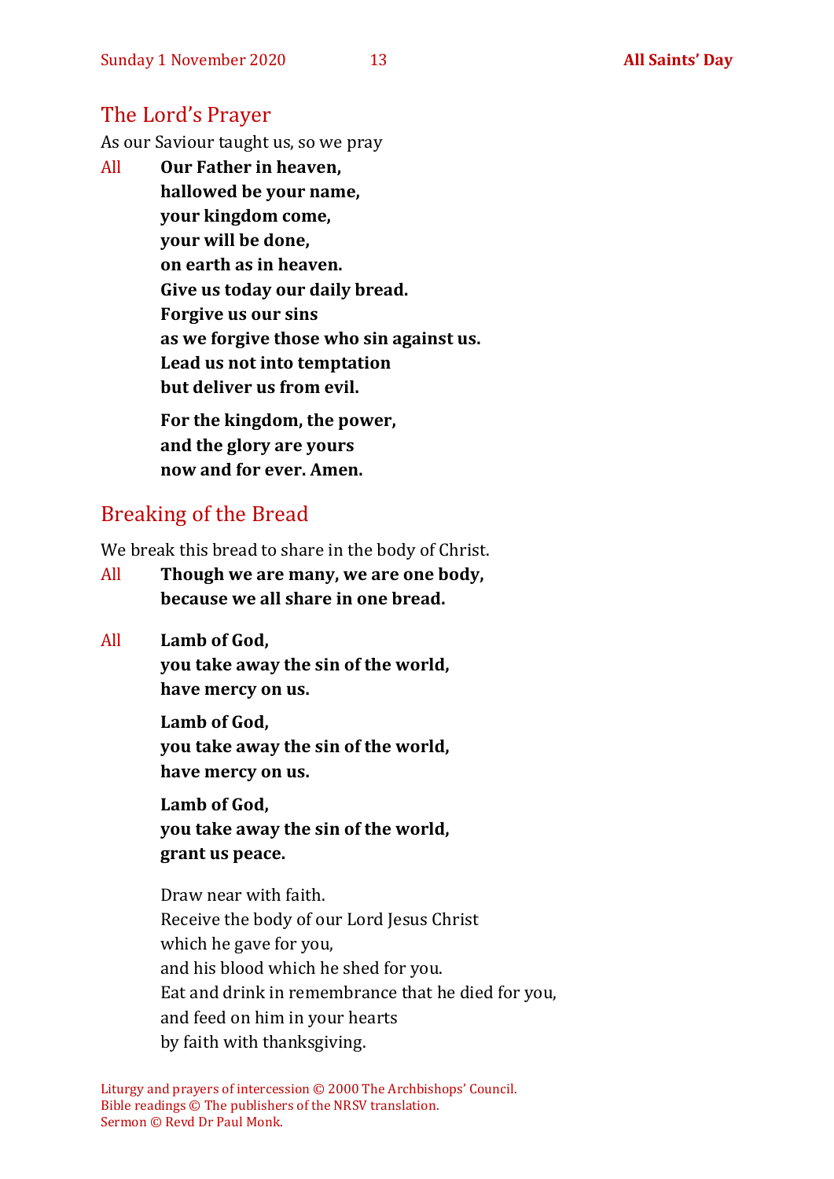## The Lord's Prayer

As our Saviour taught us, so we pray

All **Our Father in heaven,**
**hallowed be your name,**
**your kingdom come,**
**your will be done,**
**on earth as in heaven.**
**Give us today our daily bread.**
**Forgive us our sins**
**as we forgive those who sin against us.**
**Lead us not into temptation**
**but deliver us from evil.**

**For the kingdom, the power,**
**and the glory are yours**
**now and for ever. Amen.**

## Breaking of the Bread

We break this bread to share in the body of Christ.

All **Though we are many, we are one body,**
**because we all share in one bread.**

All **Lamb of God,**
**you take away the sin of the world,**
**have mercy on us.**

**Lamb of God,**
**you take away the sin of the world,**
**have mercy on us.**

**Lamb of God,**
**you take away the sin of the world,**
**grant us peace.**

Draw near with faith.
Receive the body of our Lord Jesus Christ
which he gave for you,
and his blood which he shed for you.
Eat and drink in remembrance that he died for you,
and feed on him in your hearts
by faith with thanksgiving.

Liturgy and prayers of intercession © 2000 The Archbishops' Council.
Bible readings © The publishers of the NRSV translation.
Sermon © Revd Dr Paul Monk.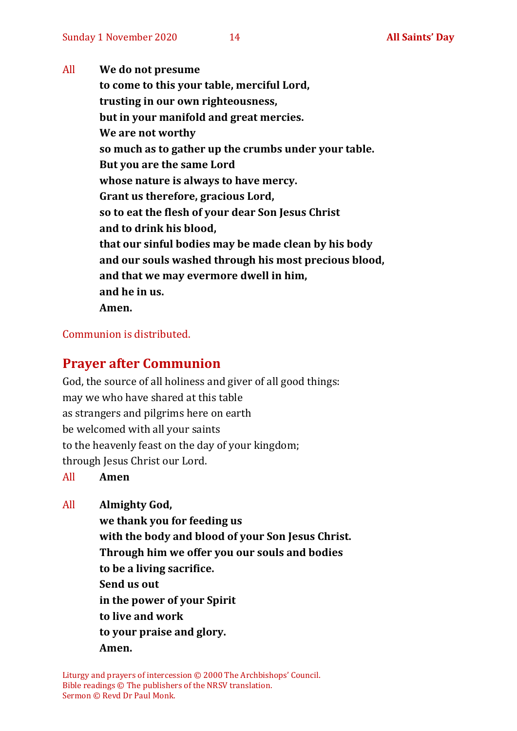All **We do not presume**
**to come to this your table, merciful Lord,**
**trusting in our own righteousness,**
**but in your manifold and great mercies.**
**We are not worthy**
**so much as to gather up the crumbs under your table.**
**But you are the same Lord**
**whose nature is always to have mercy.**
**Grant us therefore, gracious Lord,**
**so to eat the flesh of your dear Son Jesus Christ**
**and to drink his blood,**
**that our sinful bodies may be made clean by his body**
**and our souls washed through his most precious blood,**
**and that we may evermore dwell in him,**
**and he in us.**
**Amen.**

Communion is distributed.

## Prayer after Communion

God, the source of all holiness and giver of all good things:
may we who have shared at this table
as strangers and pilgrims here on earth
be welcomed with all your saints
to the heavenly feast on the day of your kingdom;
through Jesus Christ our Lord.

All **Amen**

All **Almighty God,**
**we thank you for feeding us**
**with the body and blood of your Son Jesus Christ.**
**Through him we offer you our souls and bodies**
**to be a living sacrifice.**
**Send us out**
**in the power of your Spirit**
**to live and work**
**to your praise and glory.**
**Amen.**

Liturgy and prayers of intercession © 2000 The Archbishops' Council.
Bible readings © The publishers of the NRSV translation.
Sermon © Revd Dr Paul Monk.